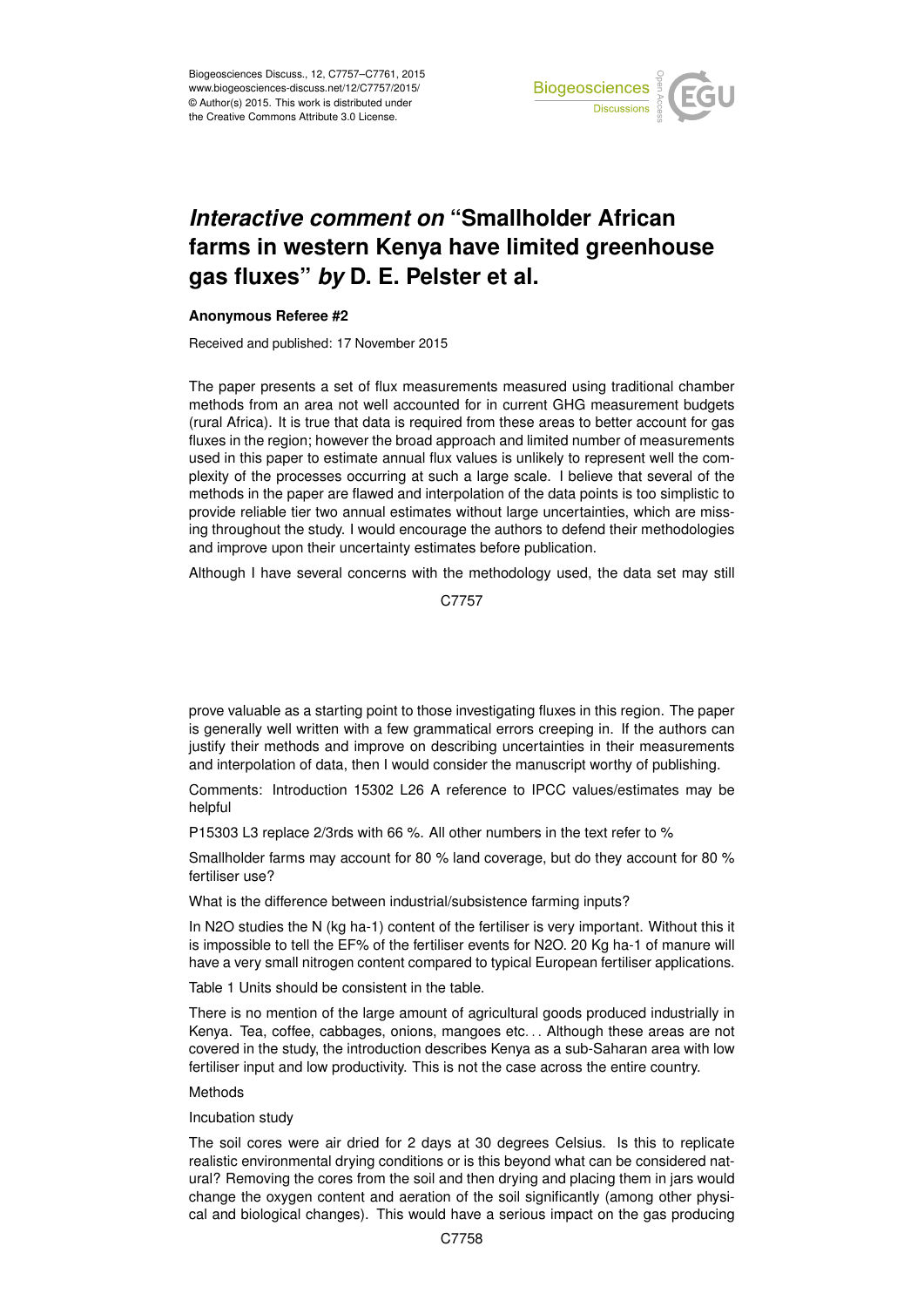# *Interactive comment on* "Smallholder African farms in western Kenya have limited greenhouse gas fluxes" *by* D. E. Pelster et al.

**Anonymous Referee #2**

Received and published: 17 November 2015

The paper presents a set of flux measurements measured using traditional chamber methods from an area not well accounted for in current GHG measurement budgets (rural Africa). It is true that data is required from these areas to better account for gas fluxes in the region; however the broad approach and limited number of measurements used in this paper to estimate annual flux values is unlikely to represent well the complexity of the processes occurring at such a large scale. I believe that several of the methods in the paper are flawed and interpolation of the data points is too simplistic to provide reliable tier two annual estimates without large uncertainties, which are missing throughout the study. I would encourage the authors to defend their methodologies and improve upon their uncertainty estimates before publication.

Although I have several concerns with the methodology used, the data set may still prove valuable as a starting point to those investigating fluxes in this region. The paper is generally well written with a few grammatical errors creeping in. If the authors can justify their methods and improve on describing uncertainties in their measurements and interpolation of data, then I would consider the manuscript worthy of publishing.

Comments: Introduction 15302 L26 A reference to IPCC values/estimates may be helpful

P15303 L3 replace 2/3rds with 66 %. All other numbers in the text refer to %

Smallholder farms may account for 80 % land coverage, but do they account for 80 % fertiliser use?

What is the difference between industrial/subsistence farming inputs?

In $N_2O$ studies the N (kg $ha^{-1}$) content of the fertiliser is very important. Without this it is impossible to tell the EF% of the fertiliser events for $N_2O$. 20 Kg $ha^{-1}$ of manure will have a very small nitrogen content compared to typical European fertiliser applications.

Table 1 Units should be consistent in the table.

There is no mention of the large amount of agricultural goods produced industrially in Kenya. Tea, coffee, cabbages, onions, mangoes etc... Although these areas are not covered in the study, the introduction describes Kenya as a sub-Saharan area with low fertiliser input and low productivity. This is not the case across the entire country.

Methods

Incubation study

The soil cores were air dried for 2 days at 30 degrees Celsius. Is this to replicate realistic environmental drying conditions or is this beyond what can be considered natural? Removing the cores from the soil and then drying and placing them in jars would change the oxygen content and aeration of the soil significantly (among other physical and biological changes). This would have a serious impact on the gas producing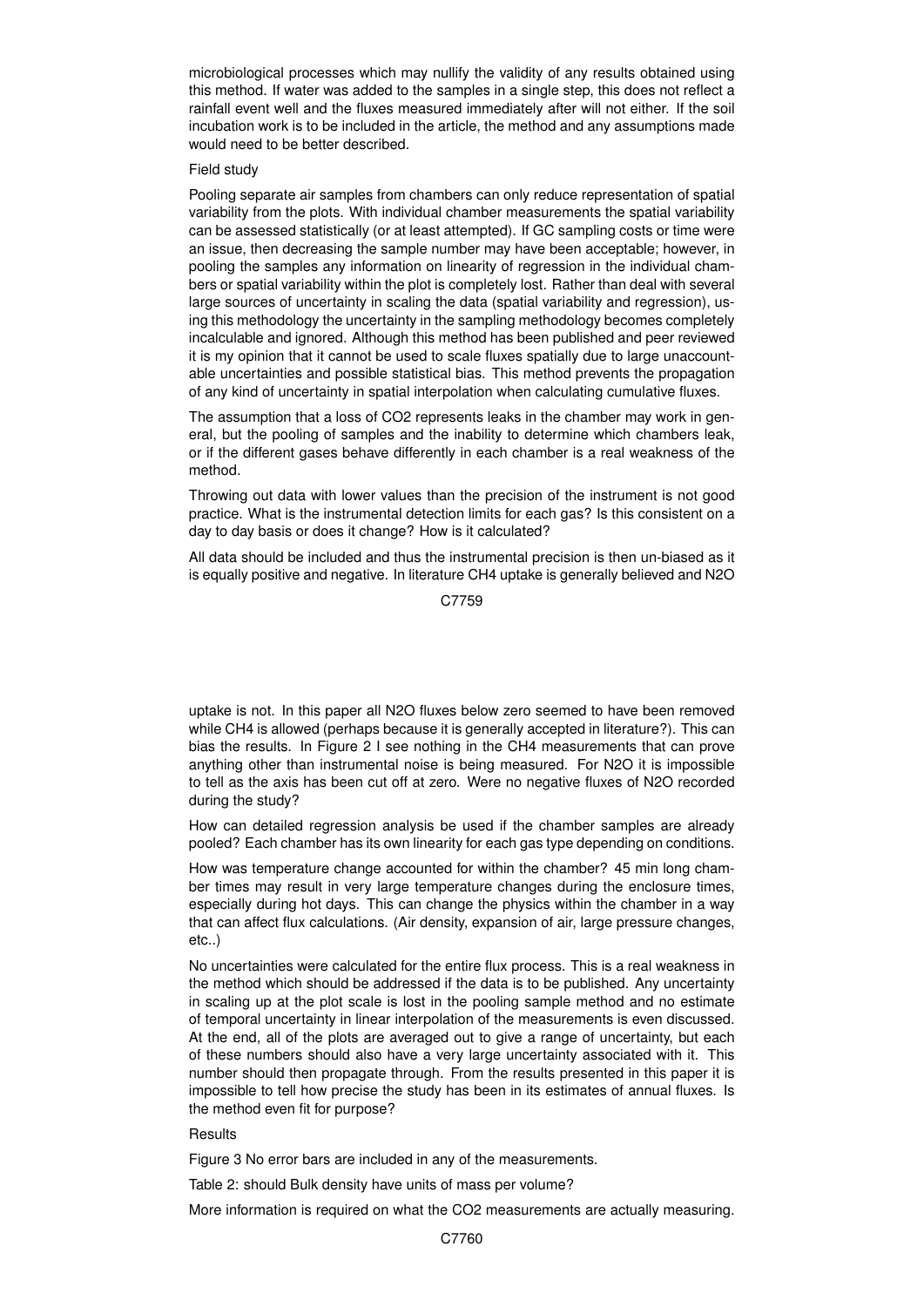microbiological processes which may nullify the validity of any results obtained using this method. If water was added to the samples in a single step, this does not reflect a rainfall event well and the fluxes measured immediately after will not either. If the soil incubation work is to be included in the article, the method and any assumptions made would need to be better described.

Field study

Pooling separate air samples from chambers can only reduce representation of spatial variability from the plots. With individual chamber measurements the spatial variability can be assessed statistically (or at least attempted). If GC sampling costs or time were an issue, then decreasing the sample number may have been acceptable; however, in pooling the samples any information on linearity of regression in the individual chambers or spatial variability within the plot is completely lost. Rather than deal with several large sources of uncertainty in scaling the data (spatial variability and regression), using this methodology the uncertainty in the sampling methodology becomes completely incalculable and ignored. Although this method has been published and peer reviewed it is my opinion that it cannot be used to scale fluxes spatially due to large unaccountable uncertainties and possible statistical bias. This method prevents the propagation of any kind of uncertainty in spatial interpolation when calculating cumulative fluxes.

The assumption that a loss of $CO_2$ represents leaks in the chamber may work in general, but the pooling of samples and the inability to determine which chambers leak, or if the different gases behave differently in each chamber is a real weakness of the method.

Throwing out data with lower values than the precision of the instrument is not good practice. What is the instrumental detection limits for each gas? Is this consistent on a day to day basis or does it change? How is it calculated?

All data should be included and thus the instrumental precision is then un-biased as it is equally positive and negative. In literature $CH_4$ uptake is generally believed and $N_2O$ uptake is not. In this paper all $N_2O$ fluxes below zero seemed to have been removed while $CH_4$ is allowed (perhaps because it is generally accepted in literature?). This can bias the results. In Figure 2 I see nothing in the $CH_4$ measurements that can prove anything other than instrumental noise is being measured. For $N_2O$ it is impossible to tell as the axis has been cut off at zero. Were no negative fluxes of $N_2O$ recorded during the study?

How can detailed regression analysis be used if the chamber samples are already pooled? Each chamber has its own linearity for each gas type depending on conditions.

How was temperature change accounted for within the chamber? 45 min long chamber times may result in very large temperature changes during the enclosure times, especially during hot days. This can change the physics within the chamber in a way that can affect flux calculations. (Air density, expansion of air, large pressure changes, etc..)

No uncertainties were calculated for the entire flux process. This is a real weakness in the method which should be addressed if the data is to be published. Any uncertainty in scaling up at the plot scale is lost in the pooling sample method and no estimate of temporal uncertainty in linear interpolation of the measurements is even discussed. At the end, all of the plots are averaged out to give a range of uncertainty, but each of these numbers should also have a very large uncertainty associated with it. This number should then propagate through. From the results presented in this paper it is impossible to tell how precise the study has been in its estimates of annual fluxes. Is the method even fit for purpose?

Results

Figure 3 No error bars are included in any of the measurements.

Table 2: should Bulk density have units of mass per volume?

More information is required on what the $CO_2$ measurements are actually measuring.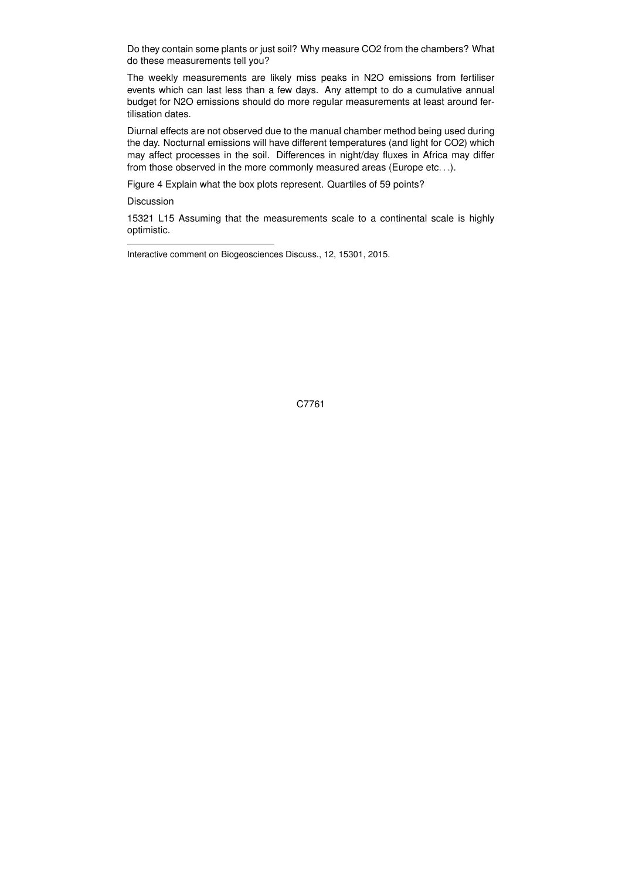Do they contain some plants or just soil? Why measure $CO_2$ from the chambers? What do these measurements tell you?

The weekly measurements are likely miss peaks in $N_2O$ emissions from fertiliser events which can last less than a few days. Any attempt to do a cumulative annual budget for $N_2O$ emissions should do more regular measurements at least around fertilisation dates.

Diurnal effects are not observed due to the manual chamber method being used during the day. Nocturnal emissions will have different temperatures (and light for $CO_2$) which may affect processes in the soil. Differences in night/day fluxes in Africa may differ from those observed in the more commonly measured areas (Europe etc. . .).

Figure 4 Explain what the box plots represent. Quartiles of 59 points?

Discussion

15321 L15 Assuming that the measurements scale to a continental scale is highly optimistic.

---

Interactive comment on Biogeosciences Discuss., 12, 15301, 2015.